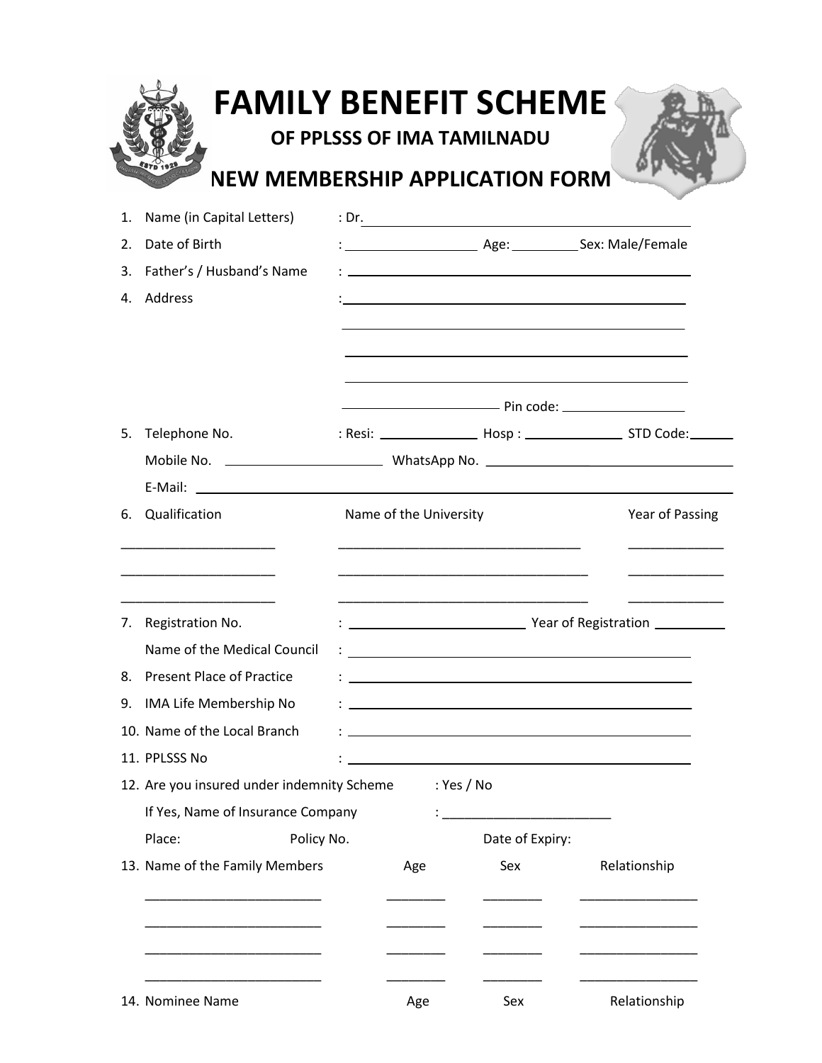# FAMILY BENEFIT SCHEME

## OF PPLSSS OF IMA TAMILNADU

## NEW MEMBERSHIP APPLICATION FORM

1. Name (in Capital Letters) : Dr. ______________________________
2. Date of Birth : ______________ Age: ________ Sex: Male/Female
3. Father's / Husband's Name : ______________________________
4. Address : ______________________________

   ______________________________

   ______________________________

   ______________________________

   ______________ Pin code: ______________
5. Telephone No. : Resi: ____________ Hosp : ____________ STD Code: ______

   Mobile No. ______________ WhatsApp No. ______________

   E-Mail: ______________________________
6. Qualification

| Qualification | Name of the University | Year of Passing |
| --- | --- | --- |
| ____________ | ______________________ | __________ |
| ____________ | ______________________ | __________ |
| ____________ | ______________________ | __________ |

7. Registration No. : ______________ Year of Registration ________

   Name of the Medical Council : ______________________________
8. Present Place of Practice : ______________________________
9. IMA Life Membership No : ______________________________
10. Name of the Local Branch : ______________________________
11. PPLSSS No : ______________________________
12. Are you insured under indemnity Scheme : Yes / No

    If Yes, Name of Insurance Company : ______________________

    Place: Policy No. Date of Expiry:
13. Name of the Family Members

| Name of the Family Members | Age | Sex | Relationship |
| --- | --- | --- | --- |
| ________________ | ______ | ______ | ____________ |
| ________________ | ______ | ______ | ____________ |
| ________________ | ______ | ______ | ____________ |
| ________________ | ______ | ______ | ____________ |

14. Nominee Name

| Nominee Name | Age | Sex | Relationship |
| --- | --- | --- | --- |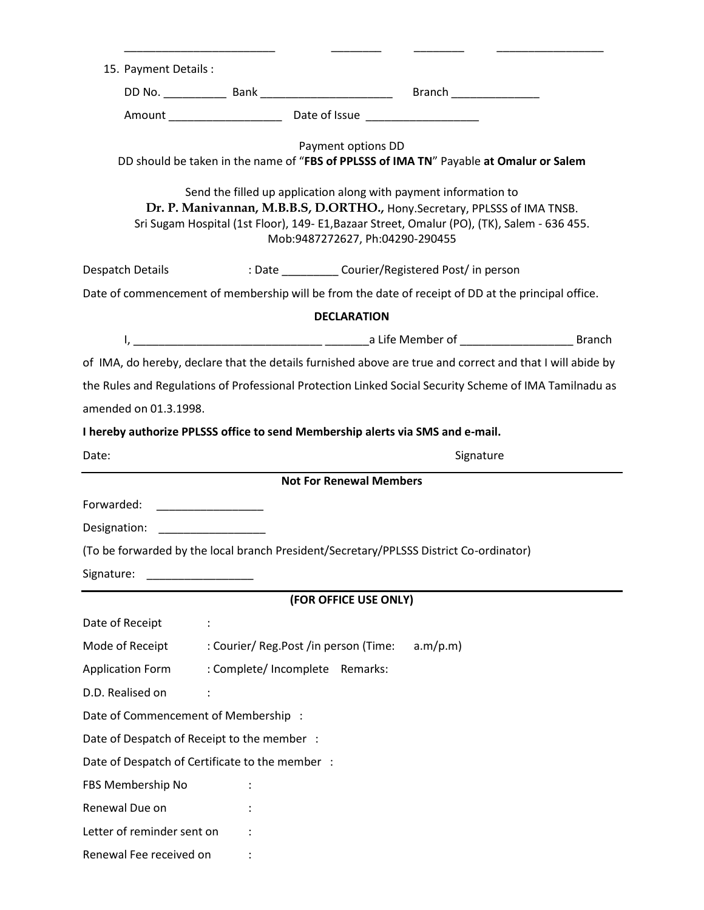________________________ ________ ________ _________________

15. Payment Details :

    DD No. __________ Bank _____________________ Branch ______________

    Amount __________________ Date of Issue __________________

Payment options DD

DD should be taken in the name of "**FBS of PPLSSS of IMA TN**" Payable **at Omalur or Salem**

Send the filled up application along with payment information to

**Dr. P. Manivannan, M.B.B.S, D.ORTHO.,** Hony.Secretary, PPLSSS of IMA TNSB.

Sri Sugam Hospital (1st Floor), 149- E1,Bazaar Street, Omalur (PO), (TK), Salem - 636 455.

Mob:9487272627, Ph:04290-290455

Despatch Details : Date _________ Courier/Registered Post/ in person

Date of commencement of membership will be from the date of receipt of DD at the principal office.

**DECLARATION**

I, ______________________________ _______a Life Member of __________________ Branch of IMA, do hereby, declare that the details furnished above are true and correct and that I will abide by the Rules and Regulations of Professional Protection Linked Social Security Scheme of IMA Tamilnadu as amended on 01.3.1998.

**I hereby authorize PPLSSS office to send Membership alerts via SMS and e-mail.**

Date: Signature

---

**Not For Renewal Members**

Forwarded: _________________

Designation: _________________

(To be forwarded by the local branch President/Secretary/PPLSSS District Co-ordinator)

Signature: _________________

---

**(FOR OFFICE USE ONLY)**

Date of Receipt :

Mode of Receipt : Courier/ Reg.Post /in person (Time: a.m/p.m)

Application Form : Complete/ Incomplete Remarks:

D.D. Realised on :

Date of Commencement of Membership :

Date of Despatch of Receipt to the member :

Date of Despatch of Certificate to the member :

FBS Membership No :

Renewal Due on :

Letter of reminder sent on :

Renewal Fee received on :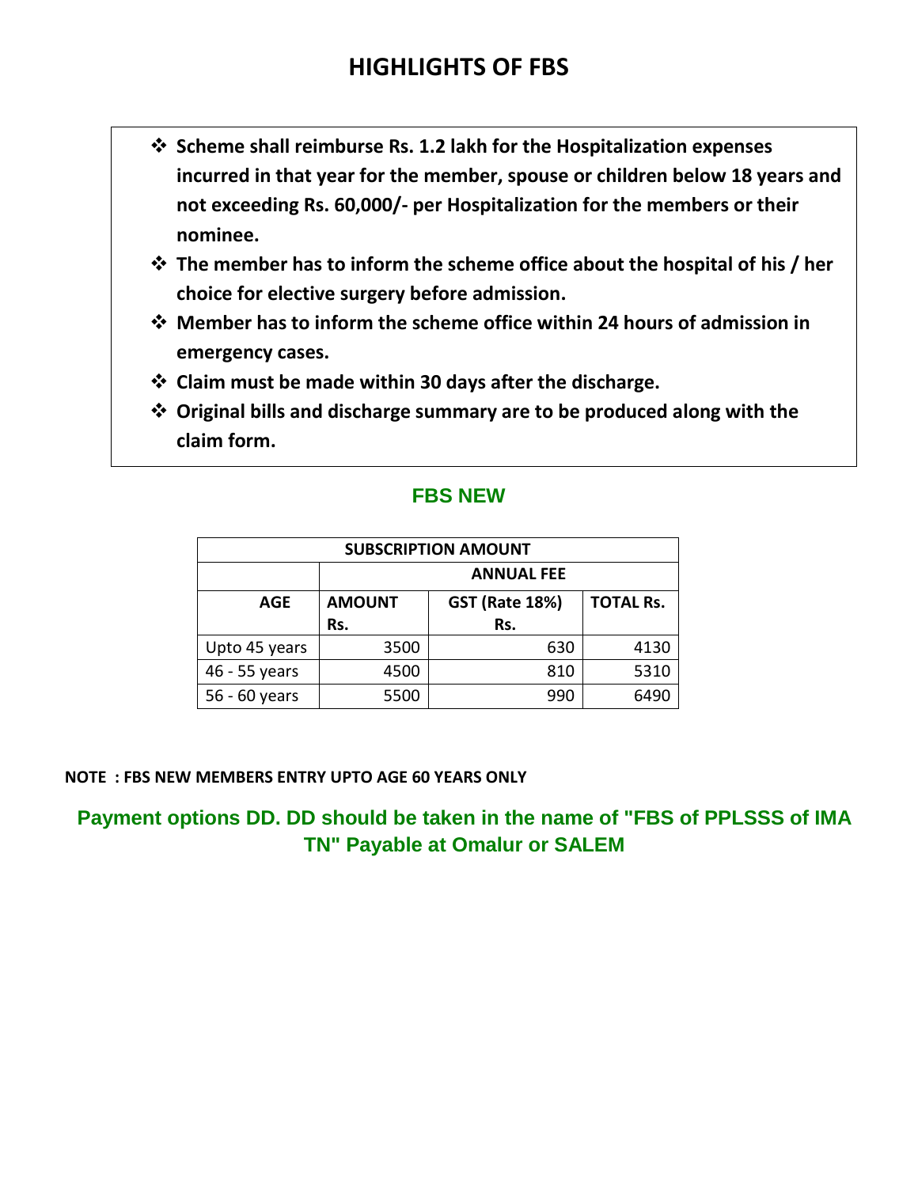# HIGHLIGHTS OF FBS

- **Scheme shall reimburse Rs. 1.2 lakh for the Hospitalization expenses incurred in that year for the member, spouse or children below 18 years and not exceeding Rs. 60,000/- per Hospitalization for the members or their nominee.**
- **The member has to inform the scheme office about the hospital of his / her choice for elective surgery before admission.**
- **Member has to inform the scheme office within 24 hours of admission in emergency cases.**
- **Claim must be made within 30 days after the discharge.**
- **Original bills and discharge summary are to be produced along with the claim form.**

## FBS NEW

| SUBSCRIPTION AMOUNT | | | |
|---|---|---|---|
| | ANNUAL FEE | | |
| AGE | AMOUNT Rs. | GST (Rate 18%) Rs. | TOTAL Rs. |
| Upto 45 years | 3500 | 630 | 4130 |
| 46 - 55 years | 4500 | 810 | 5310 |
| 56 - 60 years | 5500 | 990 | 6490 |

**NOTE : FBS NEW MEMBERS ENTRY UPTO AGE 60 YEARS ONLY**

**Payment options DD. DD should be taken in the name of "FBS of PPLSSS of IMA TN" Payable at Omalur or SALEM**